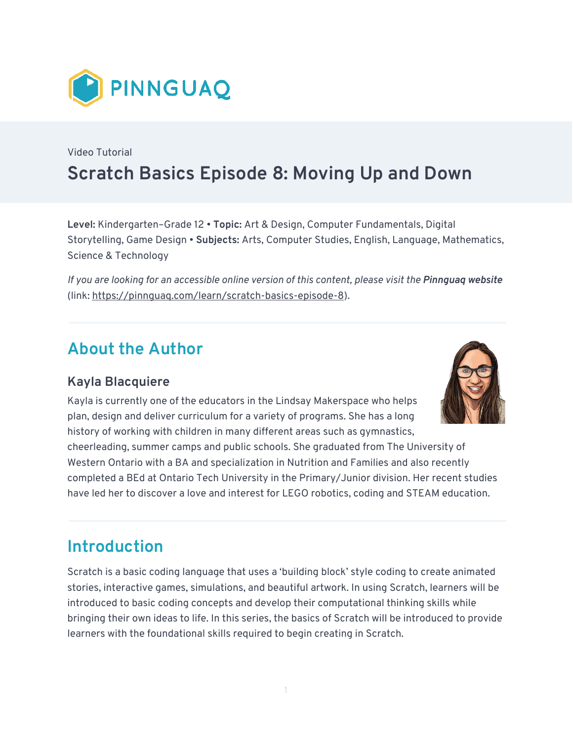PINNGUAQ

Video Tutorial

# Scratch Basics Episode 8: Moving Up and Down

**Level:** Kindergarten–Grade 12 • **Topic:** Art & Design, Computer Fundamentals, Digital Storytelling, Game Design • **Subjects:** Arts, Computer Studies, English, Language, Mathematics, Science & Technology

*If you are looking for an accessible online version of this content, please visit the* ***Pinnguaq website*** (link: https://pinnguaq.com/learn/scratch-basics-episode-8).

## About the Author

### Kayla Blacquiere

Kayla is currently one of the educators in the Lindsay Makerspace who helps plan, design and deliver curriculum for a variety of programs. She has a long history of working with children in many different areas such as gymnastics, cheerleading, summer camps and public schools. She graduated from The University of Western Ontario with a BA and specialization in Nutrition and Families and also recently completed a BEd at Ontario Tech University in the Primary/Junior division. Her recent studies have led her to discover a love and interest for LEGO robotics, coding and STEAM education.

## Introduction

Scratch is a basic coding language that uses a 'building block' style coding to create animated stories, interactive games, simulations, and beautiful artwork. In using Scratch, learners will be introduced to basic coding concepts and develop their computational thinking skills while bringing their own ideas to life. In this series, the basics of Scratch will be introduced to provide learners with the foundational skills required to begin creating in Scratch.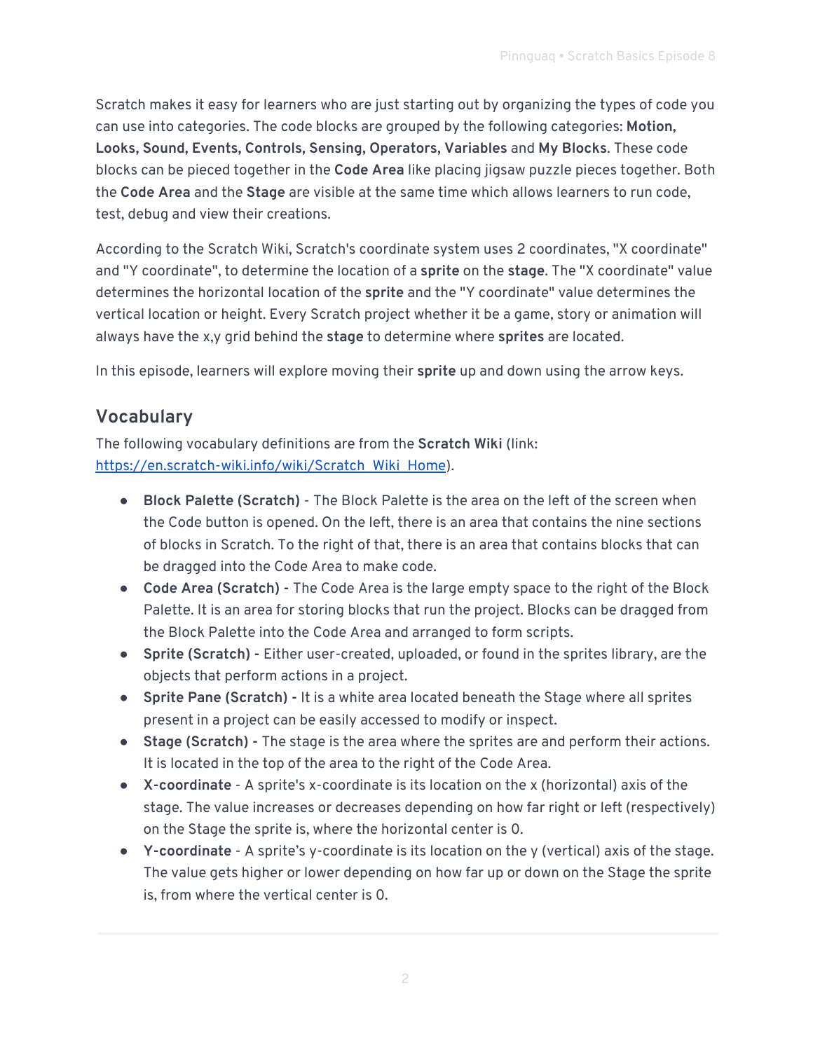Scratch makes it easy for learners who are just starting out by organizing the types of code you can use into categories. The code blocks are grouped by the following categories: **Motion, Looks, Sound, Events, Controls, Sensing, Operators, Variables** and **My Blocks**. These code blocks can be pieced together in the **Code Area** like placing jigsaw puzzle pieces together. Both the **Code Area** and the **Stage** are visible at the same time which allows learners to run code, test, debug and view their creations.

According to the Scratch Wiki, Scratch's coordinate system uses 2 coordinates, "X coordinate" and "Y coordinate", to determine the location of a **sprite** on the **stage**. The "X coordinate" value determines the horizontal location of the **sprite** and the "Y coordinate" value determines the vertical location or height. Every Scratch project whether it be a game, story or animation will always have the x,y grid behind the **stage** to determine where **sprites** are located.

In this episode, learners will explore moving their **sprite** up and down using the arrow keys.

## Vocabulary

The following vocabulary definitions are from the **Scratch Wiki** (link: [https://en.scratch-wiki.info/wiki/Scratch_Wiki_Home](https://en.scratch-wiki.info/wiki/Scratch_Wiki_Home)).

- **Block Palette (Scratch)** - The Block Palette is the area on the left of the screen when the Code button is opened. On the left, there is an area that contains the nine sections of blocks in Scratch. To the right of that, there is an area that contains blocks that can be dragged into the Code Area to make code.
- **Code Area (Scratch) -** The Code Area is the large empty space to the right of the Block Palette. It is an area for storing blocks that run the project. Blocks can be dragged from the Block Palette into the Code Area and arranged to form scripts.
- **Sprite (Scratch) -** Either user-created, uploaded, or found in the sprites library, are the objects that perform actions in a project.
- **Sprite Pane (Scratch) -** It is a white area located beneath the Stage where all sprites present in a project can be easily accessed to modify or inspect.
- **Stage (Scratch) -** The stage is the area where the sprites are and perform their actions. It is located in the top of the area to the right of the Code Area.
- **X-coordinate** - A sprite's x-coordinate is its location on the x (horizontal) axis of the stage. The value increases or decreases depending on how far right or left (respectively) on the Stage the sprite is, where the horizontal center is 0.
- **Y-coordinate** - A sprite's y-coordinate is its location on the y (vertical) axis of the stage. The value gets higher or lower depending on how far up or down on the Stage the sprite is, from where the vertical center is 0.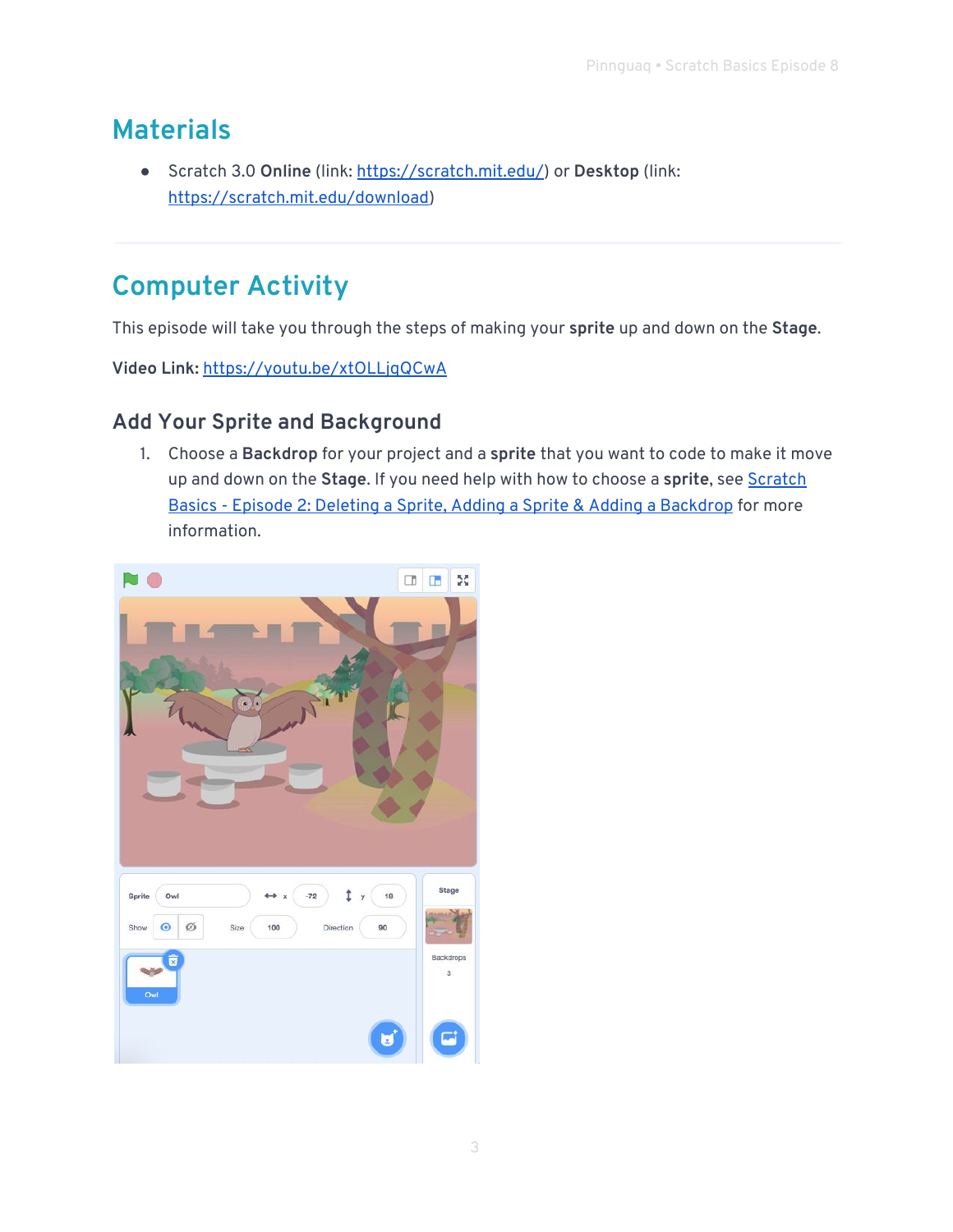## Materials

- Scratch 3.0 **Online** (link: [https://scratch.mit.edu/](https://scratch.mit.edu/)) or **Desktop** (link: [https://scratch.mit.edu/download](https://scratch.mit.edu/download))

---

## Computer Activity

This episode will take you through the steps of making your **sprite** up and down on the **Stage**.

**Video Link:** [https://youtu.be/xtOLLjqQCwA](https://youtu.be/xtOLLjqQCwA)

### Add Your Sprite and Background

1. Choose a **Backdrop** for your project and a **sprite** that you want to code to make it move up and down on the **Stage**. If you need help with how to choose a **sprite**, see [Scratch Basics - Episode 2: Deleting a Sprite, Adding a Sprite & Adding a Backdrop](#) for more information.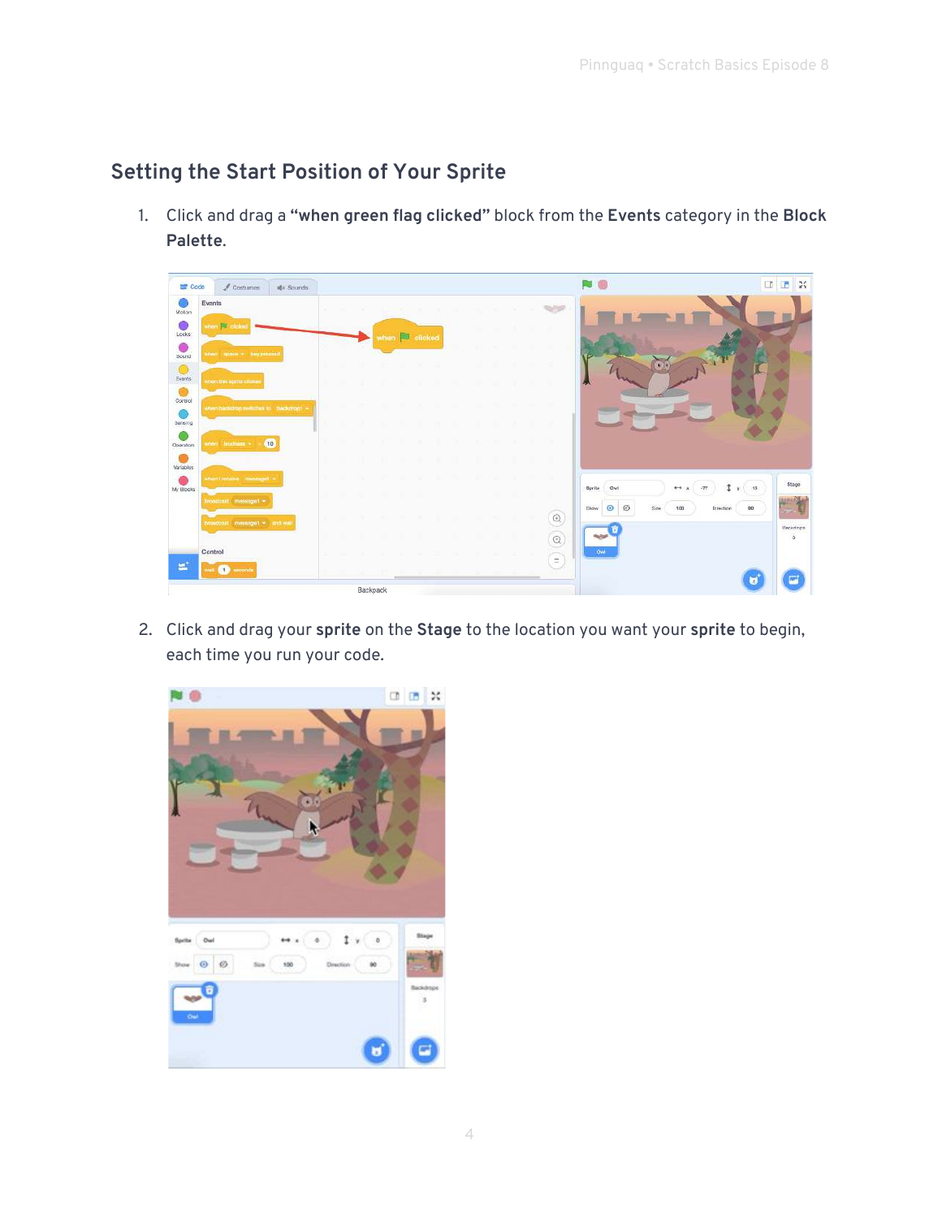## Setting the Start Position of Your Sprite

1. Click and drag a **“when green flag clicked”** block from the **Events** category in the **Block Palette**.

2. Click and drag your **sprite** on the **Stage** to the location you want your **sprite** to begin, each time you run your code.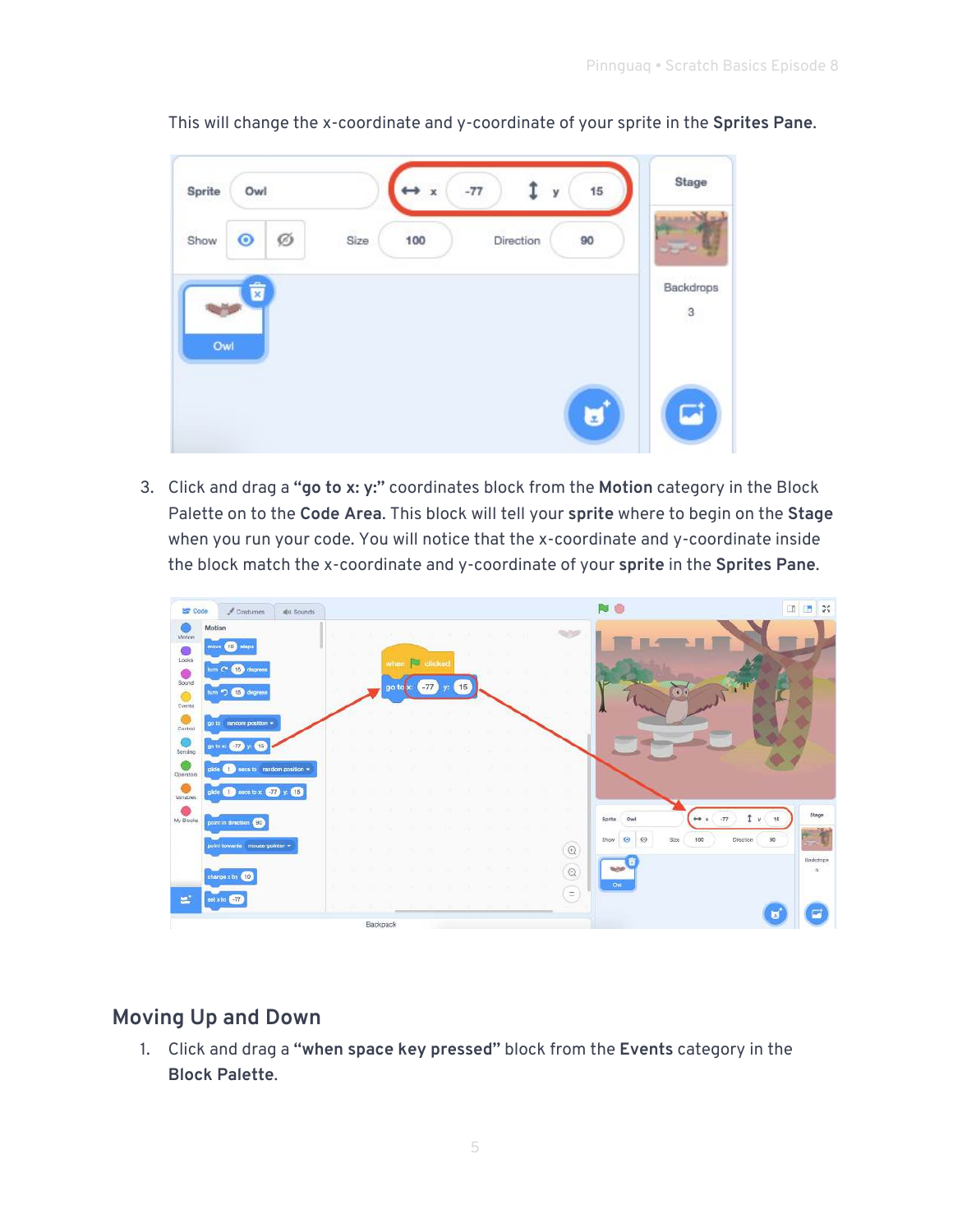This will change the x-coordinate and y-coordinate of your sprite in the **Sprites Pane**.

3. Click and drag a **"go to x: y:"** coordinates block from the **Motion** category in the Block Palette on to the **Code Area**. This block will tell your **sprite** where to begin on the **Stage** when you run your code. You will notice that the x-coordinate and y-coordinate inside the block match the x-coordinate and y-coordinate of your **sprite** in the **Sprites Pane**.

## Moving Up and Down

1. Click and drag a **"when space key pressed"** block from the **Events** category in the **Block Palette**.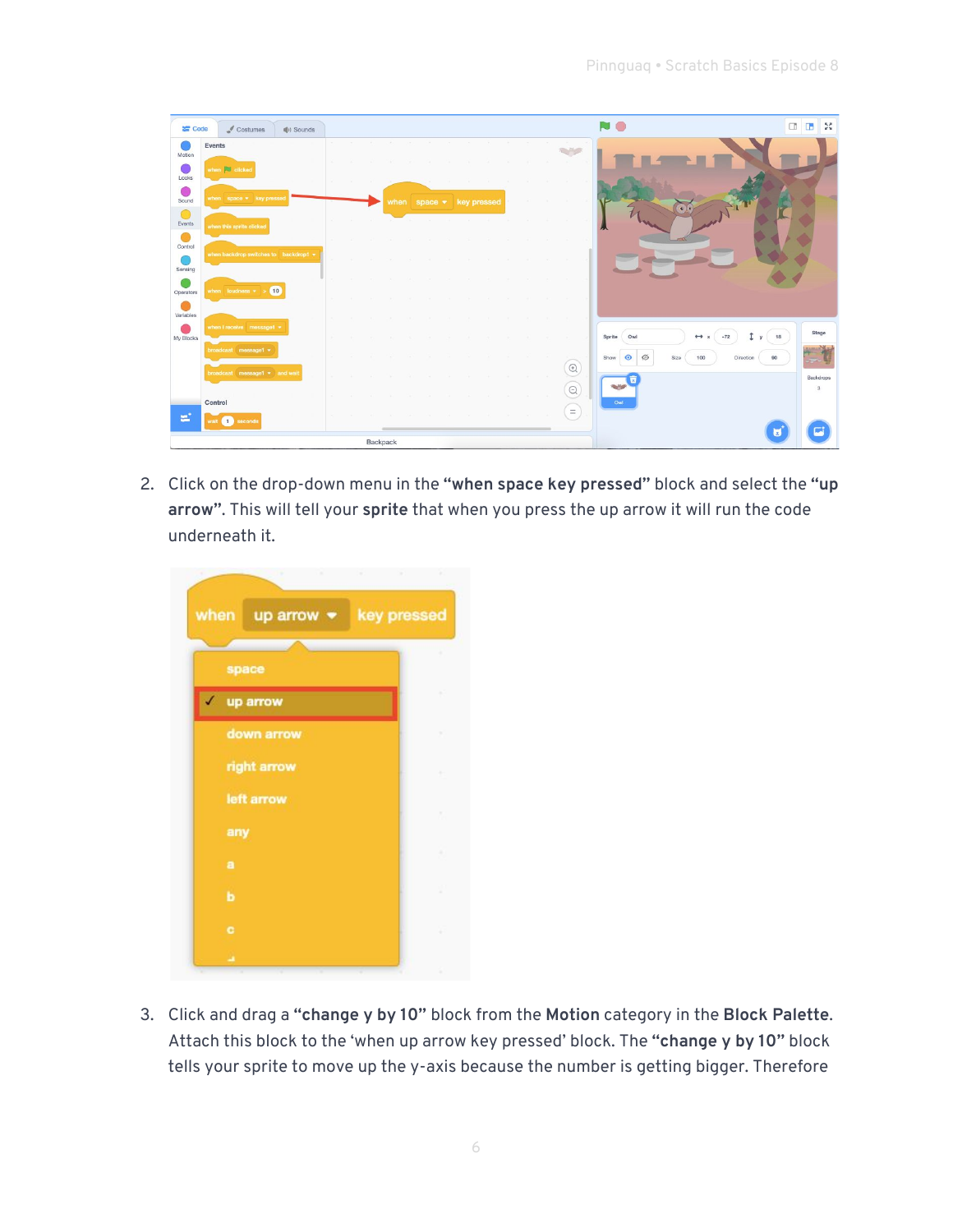2. Click on the drop-down menu in the **"when space key pressed"** block and select the **"up arrow"**. This will tell your **sprite** that when you press the up arrow it will run the code underneath it.

3. Click and drag a **"change y by 10"** block from the **Motion** category in the **Block Palette**. Attach this block to the 'when up arrow key pressed' block. The **"change y by 10"** block tells your sprite to move up the y-axis because the number is getting bigger. Therefore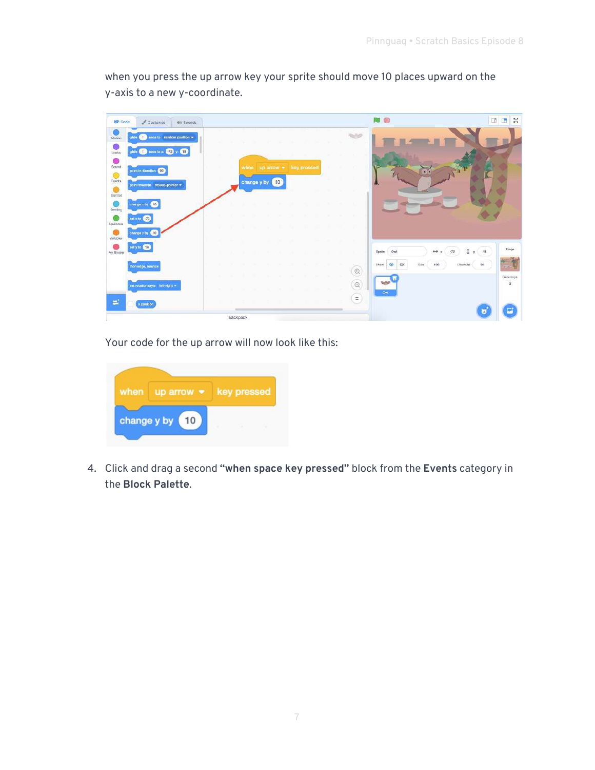when you press the up arrow key your sprite should move 10 places upward on the y-axis to a new y-coordinate.

Your code for the up arrow will now look like this:

4. Click and drag a second **“when space key pressed”** block from the **Events** category in the **Block Palette**.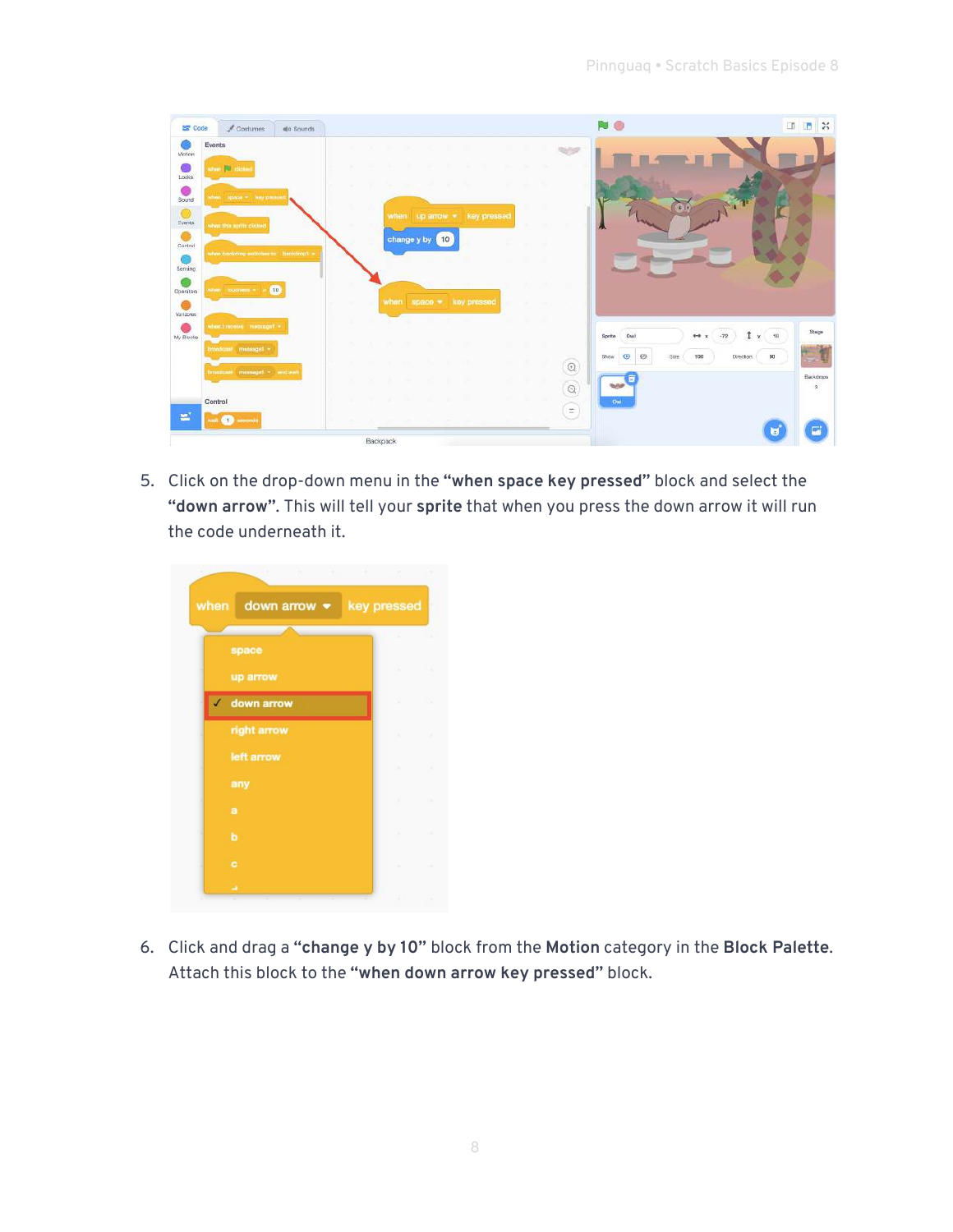5. Click on the drop-down menu in the **"when space key pressed"** block and select the **"down arrow"**. This will tell your **sprite** that when you press the down arrow it will run the code underneath it.

6. Click and drag a **"change y by 10"** block from the **Motion** category in the **Block Palette**. Attach this block to the **"when down arrow key pressed"** block.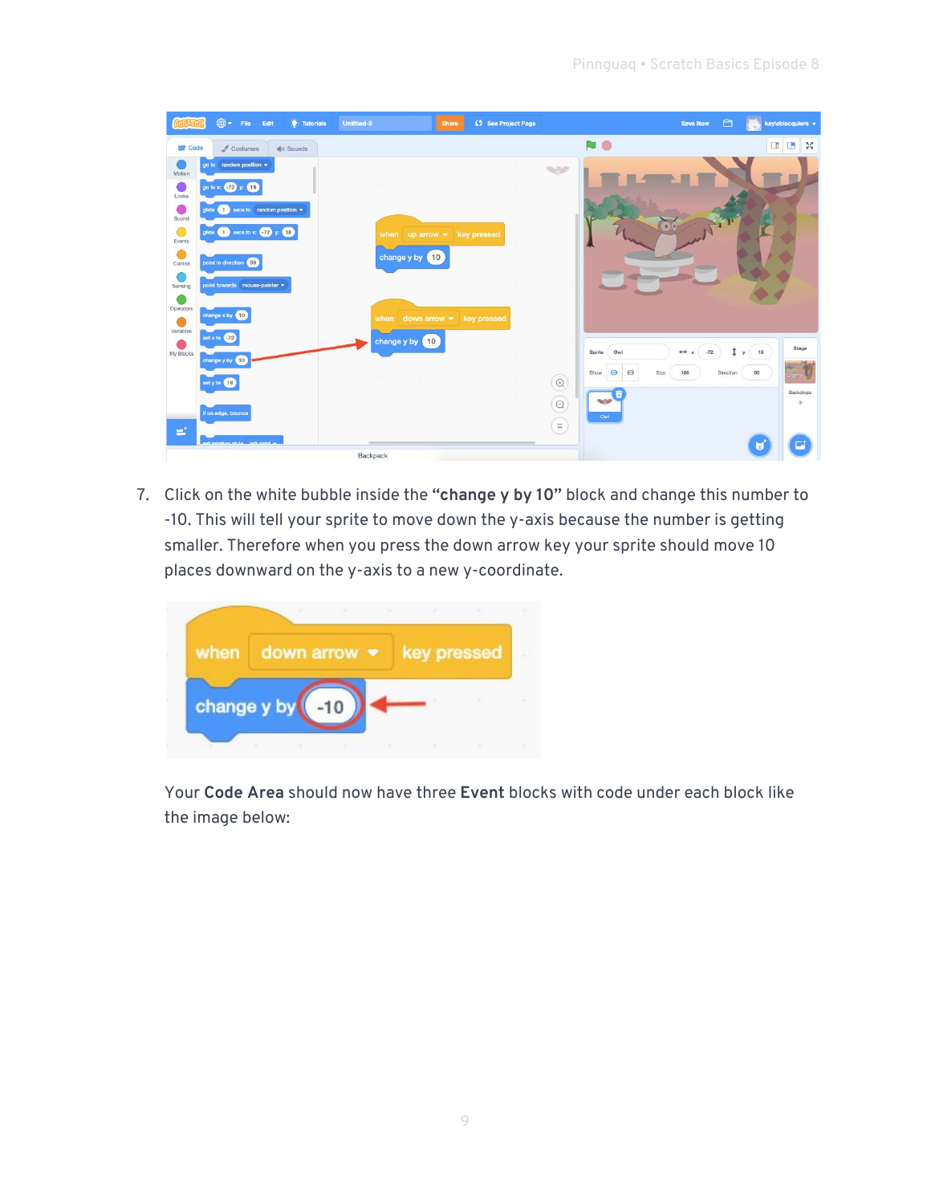7. Click on the white bubble inside the **“change y by 10”** block and change this number to -10. This will tell your sprite to move down the y-axis because the number is getting smaller. Therefore when you press the down arrow key your sprite should move 10 places downward on the y-axis to a new y-coordinate.

Your **Code Area** should now have three **Event** blocks with code under each block like the image below: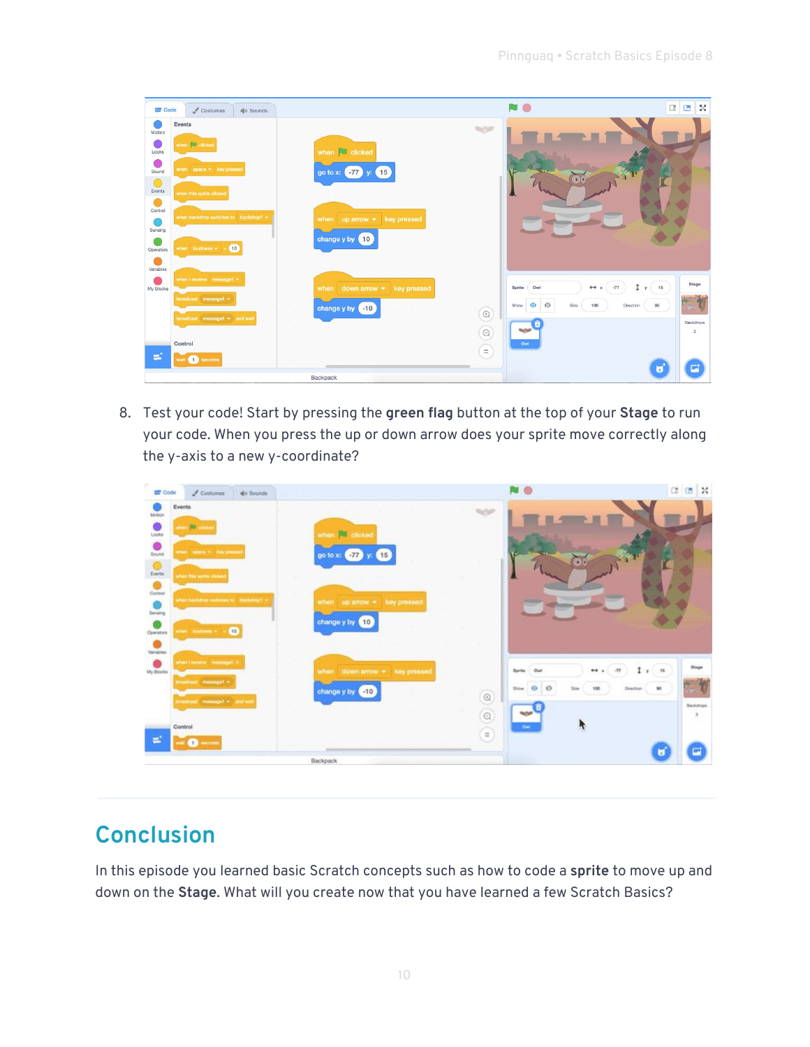8. Test your code! Start by pressing the **green flag** button at the top of your **Stage** to run your code. When you press the up or down arrow does your sprite move correctly along the y-axis to a new y-coordinate?

## Conclusion

In this episode you learned basic Scratch concepts such as how to code a **sprite** to move up and down on the **Stage**. What will you create now that you have learned a few Scratch Basics?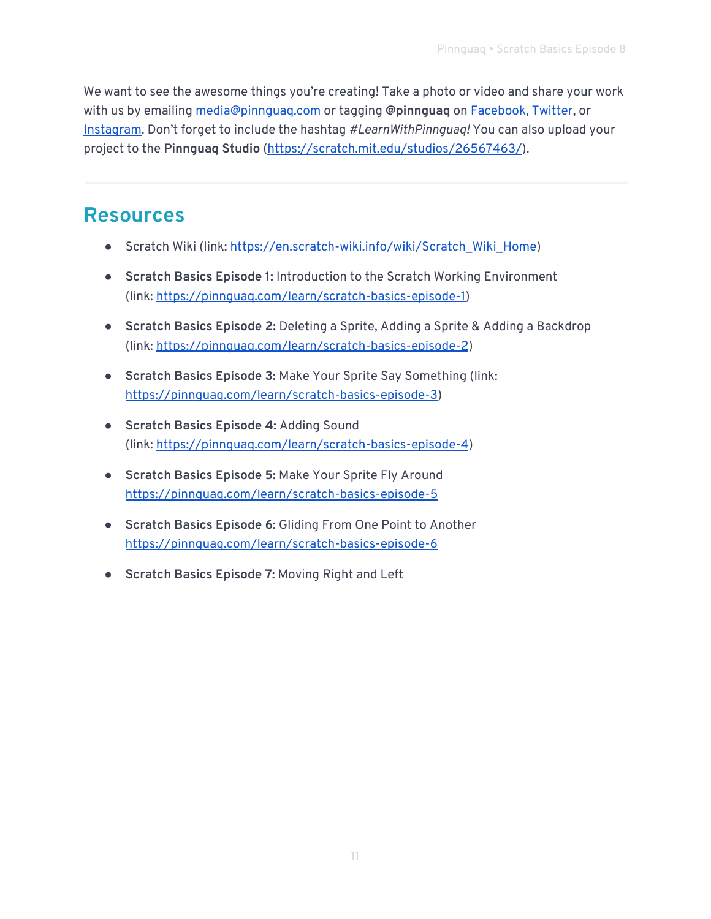We want to see the awesome things you're creating! Take a photo or video and share your work with us by emailing media@pinnguaq.com or tagging **@pinnguaq** on Facebook, Twitter, or Instagram. Don't forget to include the hashtag *#LearnWithPinnguaq!* You can also upload your project to the **Pinnguaq Studio** (https://scratch.mit.edu/studios/26567463/).

---

## Resources

- Scratch Wiki (link: https://en.scratch-wiki.info/wiki/Scratch_Wiki_Home)
- **Scratch Basics Episode 1:** Introduction to the Scratch Working Environment (link: https://pinnguaq.com/learn/scratch-basics-episode-1)
- **Scratch Basics Episode 2:** Deleting a Sprite, Adding a Sprite & Adding a Backdrop (link: https://pinnguaq.com/learn/scratch-basics-episode-2)
- **Scratch Basics Episode 3:** Make Your Sprite Say Something (link: https://pinnguaq.com/learn/scratch-basics-episode-3)
- **Scratch Basics Episode 4:** Adding Sound (link: https://pinnguaq.com/learn/scratch-basics-episode-4)
- **Scratch Basics Episode 5:** Make Your Sprite Fly Around https://pinnguaq.com/learn/scratch-basics-episode-5
- **Scratch Basics Episode 6:** Gliding From One Point to Another https://pinnguaq.com/learn/scratch-basics-episode-6
- **Scratch Basics Episode 7:** Moving Right and Left